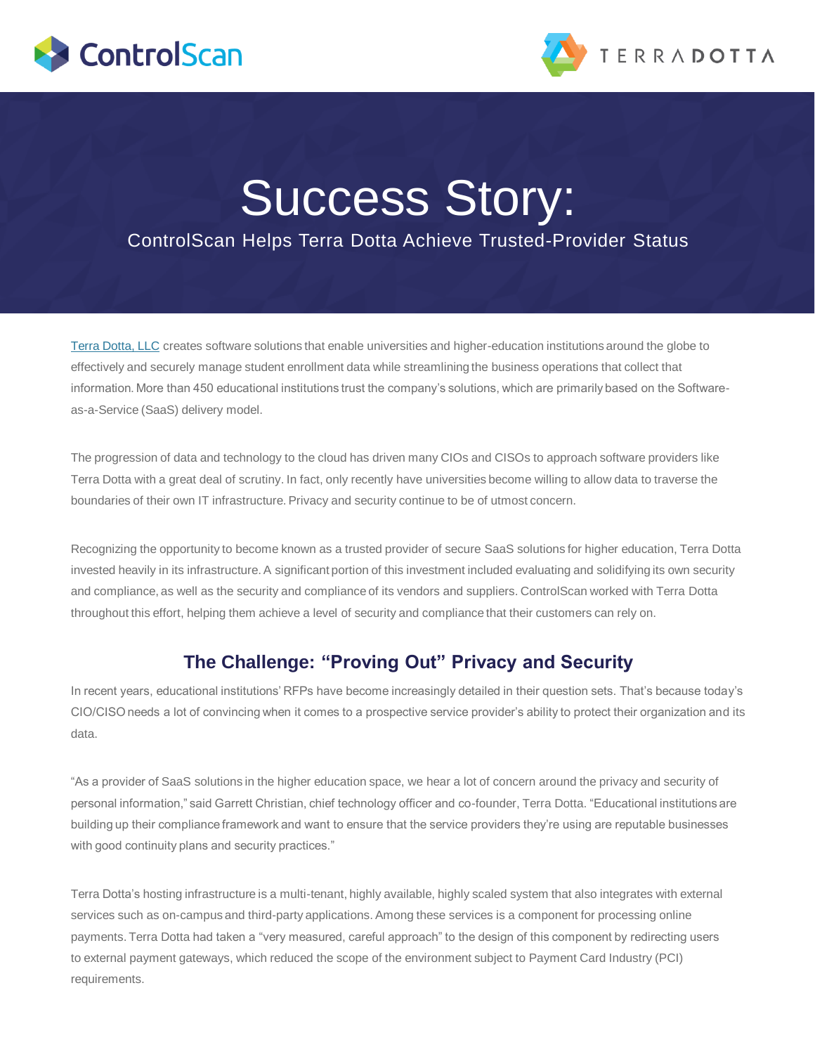# Success Story:

ControlScan Helps Terra Dotta Achieve Trusted-Provider Status

[Terra Dotta, LLC](#) creates software solutions that enable universities and higher-education institutions around the globe to effectively and securely manage student enrollment data while streamlining the business operations that collect that information. More than 450 educational institutions trust the company's solutions, which are primarily based on the Software-as-a-Service (SaaS) delivery model.

The progression of data and technology to the cloud has driven many CIOs and CISOs to approach software providers like Terra Dotta with a great deal of scrutiny. In fact, only recently have universities become willing to allow data to traverse the boundaries of their own IT infrastructure. Privacy and security continue to be of utmost concern.

Recognizing the opportunity to become known as a trusted provider of secure SaaS solutions for higher education, Terra Dotta invested heavily in its infrastructure. A significant portion of this investment included evaluating and solidifying its own security and compliance, as well as the security and compliance of its vendors and suppliers. ControlScan worked with Terra Dotta throughout this effort, helping them achieve a level of security and compliance that their customers can rely on.

## The Challenge: "Proving Out" Privacy and Security

In recent years, educational institutions' RFPs have become increasingly detailed in their question sets. That's because today's CIO/CISO needs a lot of convincing when it comes to a prospective service provider's ability to protect their organization and its data.

"As a provider of SaaS solutions in the higher education space, we hear a lot of concern around the privacy and security of personal information," said Garrett Christian, chief technology officer and co-founder, Terra Dotta. "Educational institutions are building up their compliance framework and want to ensure that the service providers they're using are reputable businesses with good continuity plans and security practices."

Terra Dotta's hosting infrastructure is a multi-tenant, highly available, highly scaled system that also integrates with external services such as on-campus and third-party applications. Among these services is a component for processing online payments. Terra Dotta had taken a "very measured, careful approach" to the design of this component by redirecting users to external payment gateways, which reduced the scope of the environment subject to Payment Card Industry (PCI) requirements.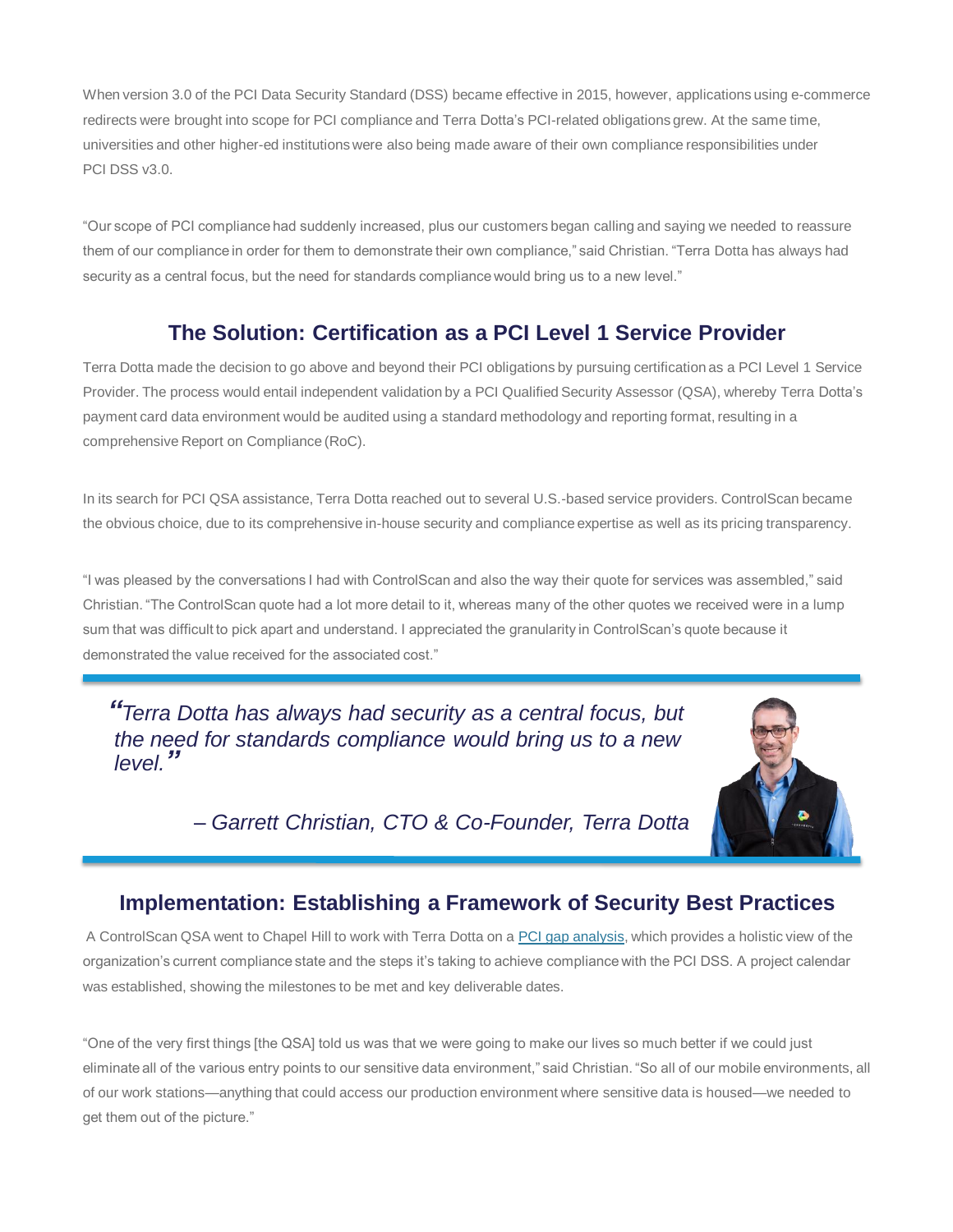When version 3.0 of the PCI Data Security Standard (DSS) became effective in 2015, however, applications using e-commerce redirects were brought into scope for PCI compliance and Terra Dotta's PCI-related obligations grew. At the same time, universities and other higher-ed institutions were also being made aware of their own compliance responsibilities under PCI DSS v3.0.

"Our scope of PCI compliance had suddenly increased, plus our customers began calling and saying we needed to reassure them of our compliance in order for them to demonstrate their own compliance," said Christian. "Terra Dotta has always had security as a central focus, but the need for standards compliance would bring us to a new level."

## The Solution: Certification as a PCI Level 1 Service Provider

Terra Dotta made the decision to go above and beyond their PCI obligations by pursuing certification as a PCI Level 1 Service Provider. The process would entail independent validation by a PCI Qualified Security Assessor (QSA), whereby Terra Dotta's payment card data environment would be audited using a standard methodology and reporting format, resulting in a comprehensive Report on Compliance (RoC).

In its search for PCI QSA assistance, Terra Dotta reached out to several U.S.-based service providers. ControlScan became the obvious choice, due to its comprehensive in-house security and compliance expertise as well as its pricing transparency.

"I was pleased by the conversations I had with ControlScan and also the way their quote for services was assembled," said Christian. "The ControlScan quote had a lot more detail to it, whereas many of the other quotes we received were in a lump sum that was difficult to pick apart and understand. I appreciated the granularity in ControlScan's quote because it demonstrated the value received for the associated cost."

> *"Terra Dotta has always had security as a central focus, but the need for standards compliance would bring us to a new level."*
>
> *– Garrett Christian, CTO & Co-Founder, Terra Dotta*

## Implementation: Establishing a Framework of Security Best Practices

A ControlScan QSA went to Chapel Hill to work with Terra Dotta on a PCI gap analysis, which provides a holistic view of the organization's current compliance state and the steps it's taking to achieve compliance with the PCI DSS. A project calendar was established, showing the milestones to be met and key deliverable dates.

"One of the very first things [the QSA] told us was that we were going to make our lives so much better if we could just eliminate all of the various entry points to our sensitive data environment," said Christian. "So all of our mobile environments, all of our work stations—anything that could access our production environment where sensitive data is housed—we needed to get them out of the picture."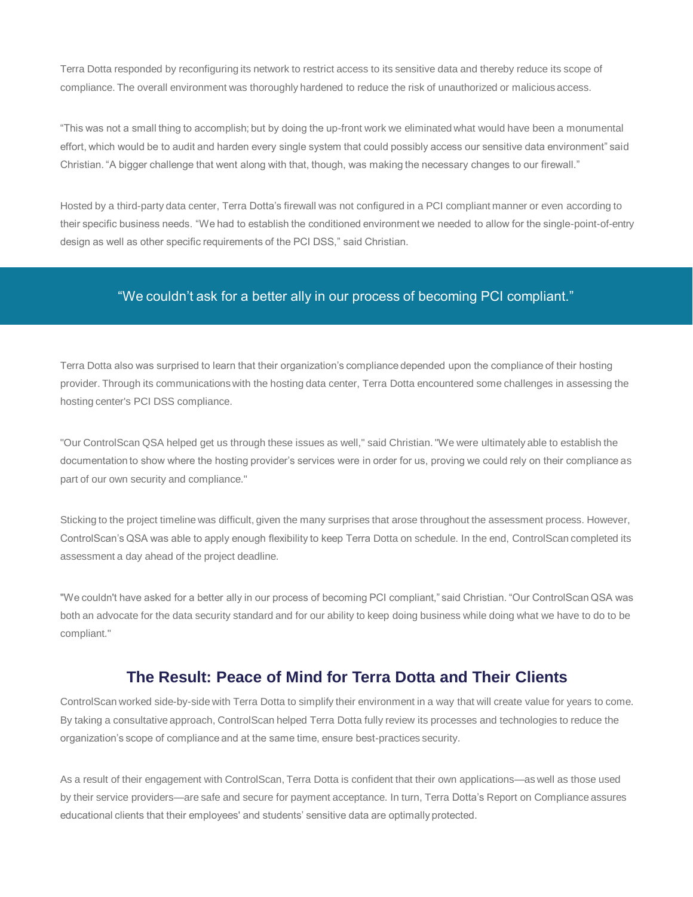Terra Dotta responded by reconfiguring its network to restrict access to its sensitive data and thereby reduce its scope of compliance. The overall environment was thoroughly hardened to reduce the risk of unauthorized or malicious access.

“This was not a small thing to accomplish; but by doing the up-front work we eliminated what would have been a monumental effort, which would be to audit and harden every single system that could possibly access our sensitive data environment” said Christian. “A bigger challenge that went along with that, though, was making the necessary changes to our firewall.”

Hosted by a third-party data center, Terra Dotta’s firewall was not configured in a PCI compliant manner or even according to their specific business needs. “We had to establish the conditioned environment we needed to allow for the single-point-of-entry design as well as other specific requirements of the PCI DSS,” said Christian.

> “We couldn’t ask for a better ally in our process of becoming PCI compliant.”

Terra Dotta also was surprised to learn that their organization’s compliance depended upon the compliance of their hosting provider. Through its communications with the hosting data center, Terra Dotta encountered some challenges in assessing the hosting center's PCI DSS compliance.

"Our ControlScan QSA helped get us through these issues as well," said Christian. "We were ultimately able to establish the documentation to show where the hosting provider’s services were in order for us, proving we could rely on their compliance as part of our own security and compliance."

Sticking to the project timeline was difficult, given the many surprises that arose throughout the assessment process. However, ControlScan’s QSA was able to apply enough flexibility to keep Terra Dotta on schedule. In the end, ControlScan completed its assessment a day ahead of the project deadline.

"We couldn't have asked for a better ally in our process of becoming PCI compliant,” said Christian. “Our ControlScan QSA was both an advocate for the data security standard and for our ability to keep doing business while doing what we have to do to be compliant."

## The Result: Peace of Mind for Terra Dotta and Their Clients

ControlScan worked side-by-side with Terra Dotta to simplify their environment in a way that will create value for years to come. By taking a consultative approach, ControlScan helped Terra Dotta fully review its processes and technologies to reduce the organization’s scope of compliance and at the same time, ensure best-practices security.

As a result of their engagement with ControlScan, Terra Dotta is confident that their own applications—as well as those used by their service providers—are safe and secure for payment acceptance. In turn, Terra Dotta’s Report on Compliance assures educational clients that their employees' and students’ sensitive data are optimally protected.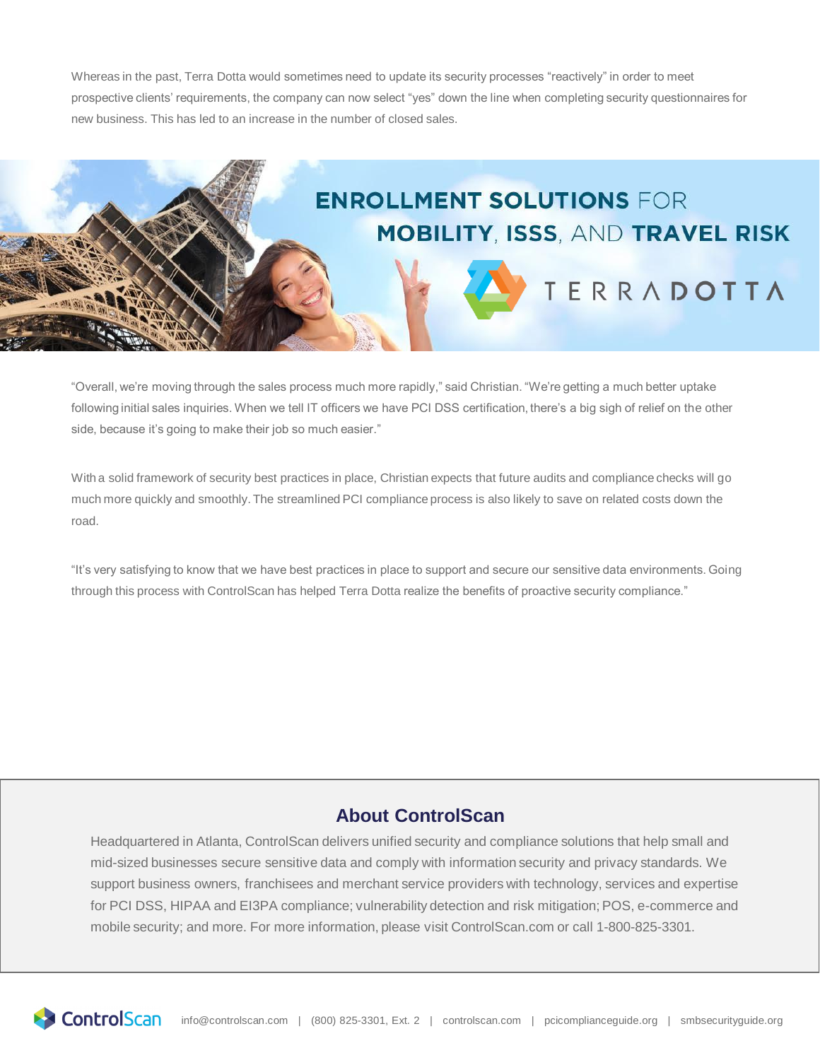Whereas in the past, Terra Dotta would sometimes need to update its security processes "reactively" in order to meet prospective clients' requirements, the company can now select "yes" down the line when completing security questionnaires for new business. This has led to an increase in the number of closed sales.

"Overall, we're moving through the sales process much more rapidly," said Christian. "We're getting a much better uptake following initial sales inquiries. When we tell IT officers we have PCI DSS certification, there's a big sigh of relief on the other side, because it's going to make their job so much easier."

With a solid framework of security best practices in place, Christian expects that future audits and compliance checks will go much more quickly and smoothly. The streamlined PCI compliance process is also likely to save on related costs down the road.

"It's very satisfying to know that we have best practices in place to support and secure our sensitive data environments. Going through this process with ControlScan has helped Terra Dotta realize the benefits of proactive security compliance."

## About ControlScan

Headquartered in Atlanta, ControlScan delivers unified security and compliance solutions that help small and mid-sized businesses secure sensitive data and comply with information security and privacy standards. We support business owners, franchisees and merchant service providers with technology, services and expertise for PCI DSS, HIPAA and EI3PA compliance; vulnerability detection and risk mitigation; POS, e-commerce and mobile security; and more. For more information, please visit ControlScan.com or call 1-800-825-3301.

ControlScan info@controlscan.com | (800) 825-3301, Ext. 2 | controlscan.com | pcicomplianceguide.org | smbsecurityguide.org